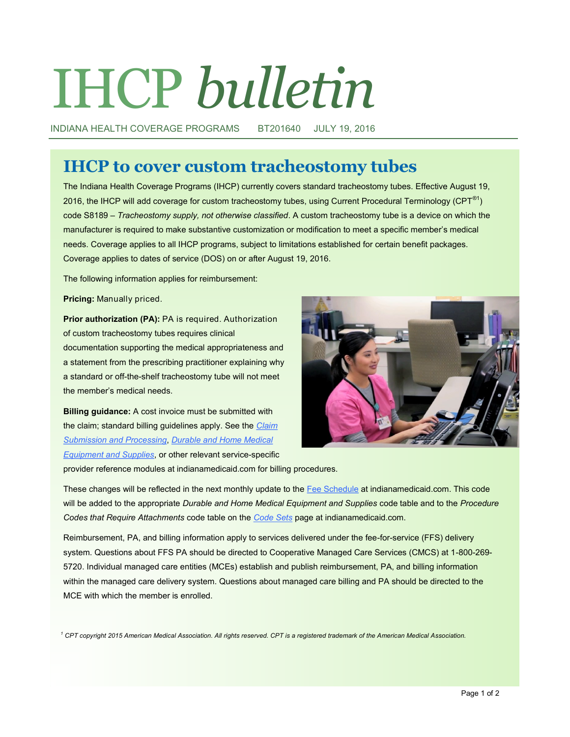# IHCP *bulletin*

INDIANA HEALTH COVERAGE PROGRAMS BT201640 JULY 19, 2016

## IHCP to cover custom tracheostomy tubes

The Indiana Health Coverage Programs (IHCP) currently covers standard tracheostomy tubes. Effective August 19, 2016, the IHCP will add coverage for custom tracheostomy tubes, using Current Procedural Terminology (CPT®[1]) code S8189 – *Tracheostomy supply, not otherwise classified*. A custom tracheostomy tube is a device on which the manufacturer is required to make substantive customization or modification to meet a specific member's medical needs. Coverage applies to all IHCP programs, subject to limitations established for certain benefit packages. Coverage applies to dates of service (DOS) on or after August 19, 2016.

The following information applies for reimbursement:

**Pricing:** Manually priced.

**Prior authorization (PA):** PA is required. Authorization of custom tracheostomy tubes requires clinical documentation supporting the medical appropriateness and a statement from the prescribing practitioner explaining why a standard or off-the-shelf tracheostomy tube will not meet the member's medical needs.

**Billing guidance:** A cost invoice must be submitted with the claim; standard billing guidelines apply. See the *Claim Submission and Processing*, *Durable and Home Medical Equipment and Supplies*, or other relevant service-specific provider reference modules at indianamedicaid.com for billing procedures.

These changes will be reflected in the next monthly update to the Fee Schedule at indianamedicaid.com. This code will be added to the appropriate *Durable and Home Medical Equipment and Supplies* code table and to the *Procedure Codes that Require Attachments* code table on the *Code Sets* page at indianamedicaid.com.

Reimbursement, PA, and billing information apply to services delivered under the fee-for-service (FFS) delivery system. Questions about FFS PA should be directed to Cooperative Managed Care Services (CMCS) at 1-800-269-5720. Individual managed care entities (MCEs) establish and publish reimbursement, PA, and billing information within the managed care delivery system. Questions about managed care billing and PA should be directed to the MCE with which the member is enrolled.

[1] *CPT copyright 2015 American Medical Association. All rights reserved. CPT is a registered trademark of the American Medical Association.*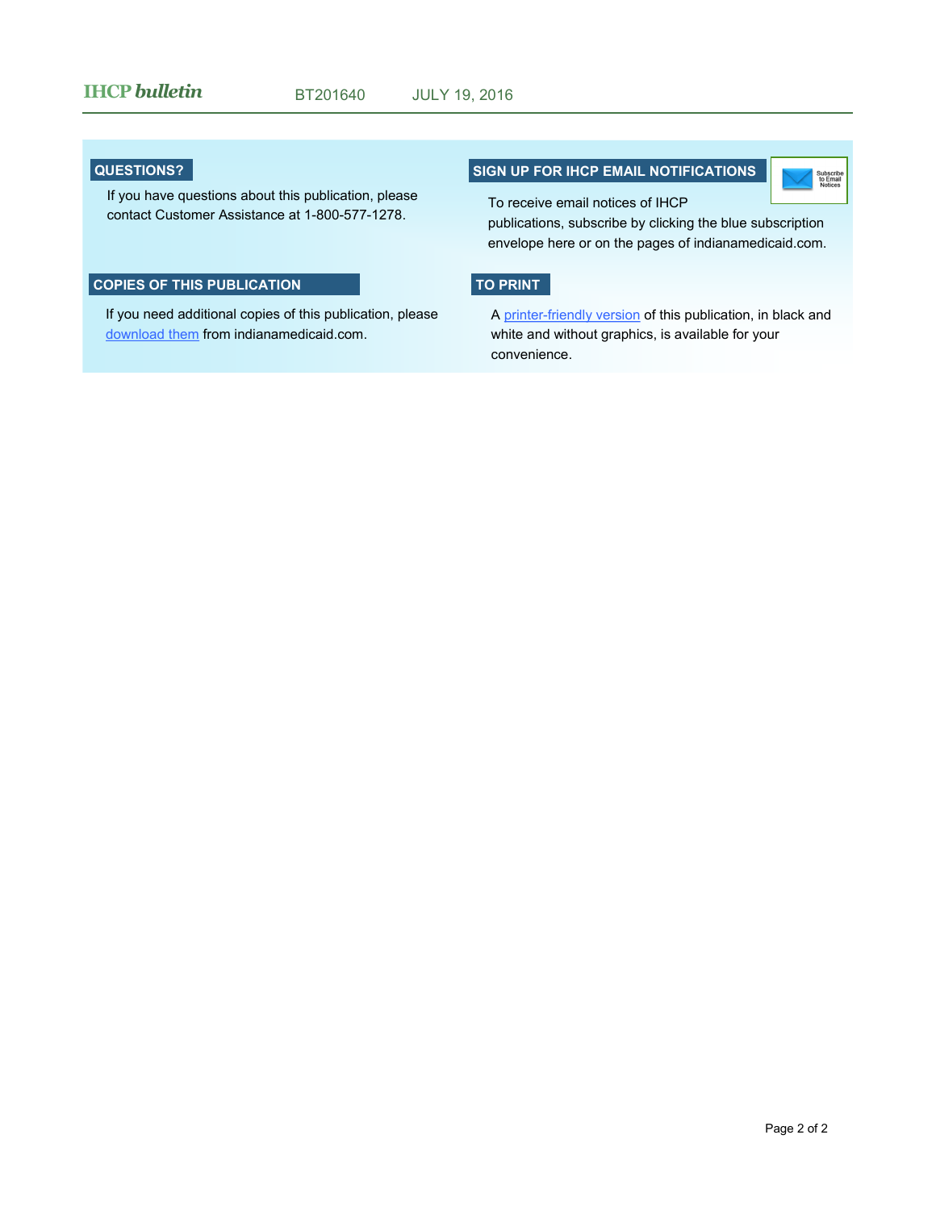## QUESTIONS?

If you have questions about this publication, please contact Customer Assistance at 1-800-577-1278.

## SIGN UP FOR IHCP EMAIL NOTIFICATIONS

To receive email notices of IHCP publications, subscribe by clicking the blue subscription envelope here or on the pages of indianamedicaid.com.

## COPIES OF THIS PUBLICATION

If you need additional copies of this publication, please download them from indianamedicaid.com.

## TO PRINT

A printer-friendly version of this publication, in black and white and without graphics, is available for your convenience.